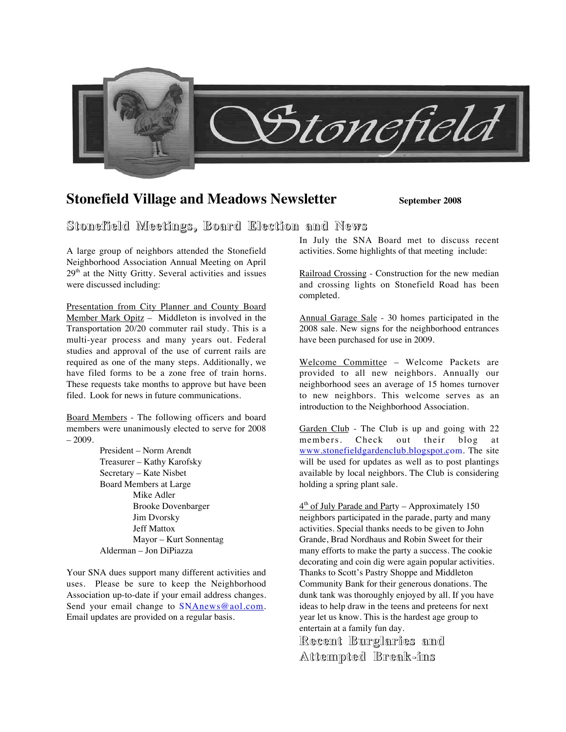# Stonefield Village and Meadows Newsletter

**September 2008**

## Stonefield Meetings, Board Election and News

A large group of neighbors attended the Stonefield Neighborhood Association Annual Meeting on April 29th at the Nitty Gritty. Several activities and issues were discussed including:

Presentation from City Planner and County Board Member Mark Opitz – Middleton is involved in the Transportation 20/20 commuter rail study. This is a multi-year process and many years out. Federal studies and approval of the use of current rails are required as one of the many steps. Additionally, we have filed forms to be a zone free of train horns. These requests take months to approve but have been filed. Look for news in future communications.

Board Members - The following officers and board members were unanimously elected to serve for 2008 – 2009.

- President – Norm Arendt
- Treasurer – Kathy Karofsky
- Secretary – Kate Nisbet
- Board Members at Large
  - Mike Adler
  - Brooke Dovenbarger
  - Jim Dvorsky
  - Jeff Mattox
  - Mayor – Kurt Sonnentag
- Alderman – Jon DiPiazza

Your SNA dues support many different activities and uses. Please be sure to keep the Neighborhood Association up-to-date if your email address changes. Send your email change to SNAnews@aol.com. Email updates are provided on a regular basis.

In July the SNA Board met to discuss recent activities. Some highlights of that meeting include:

Railroad Crossing - Construction for the new median and crossing lights on Stonefield Road has been completed.

Annual Garage Sale - 30 homes participated in the 2008 sale. New signs for the neighborhood entrances have been purchased for use in 2009.

Welcome Committee – Welcome Packets are provided to all new neighbors. Annually our neighborhood sees an average of 15 homes turnover to new neighbors. This welcome serves as an introduction to the Neighborhood Association.

Garden Club - The Club is up and going with 22 members. Check out their blog at www.stonefieldgardenclub.blogspot.com. The site will be used for updates as well as to post plantings available by local neighbors. The Club is considering holding a spring plant sale.

4th of July Parade and Party – Approximately 150 neighbors participated in the parade, party and many activities. Special thanks needs to be given to John Grande, Brad Nordhaus and Robin Sweet for their many efforts to make the party a success. The cookie decorating and coin dig were again popular activities. Thanks to Scott's Pastry Shoppe and Middleton Community Bank for their generous donations. The dunk tank was thoroughly enjoyed by all. If you have ideas to help draw in the teens and preteens for next year let us know. This is the hardest age group to entertain at a family fun day.

## Recent Burglaries and Attempted Break-ins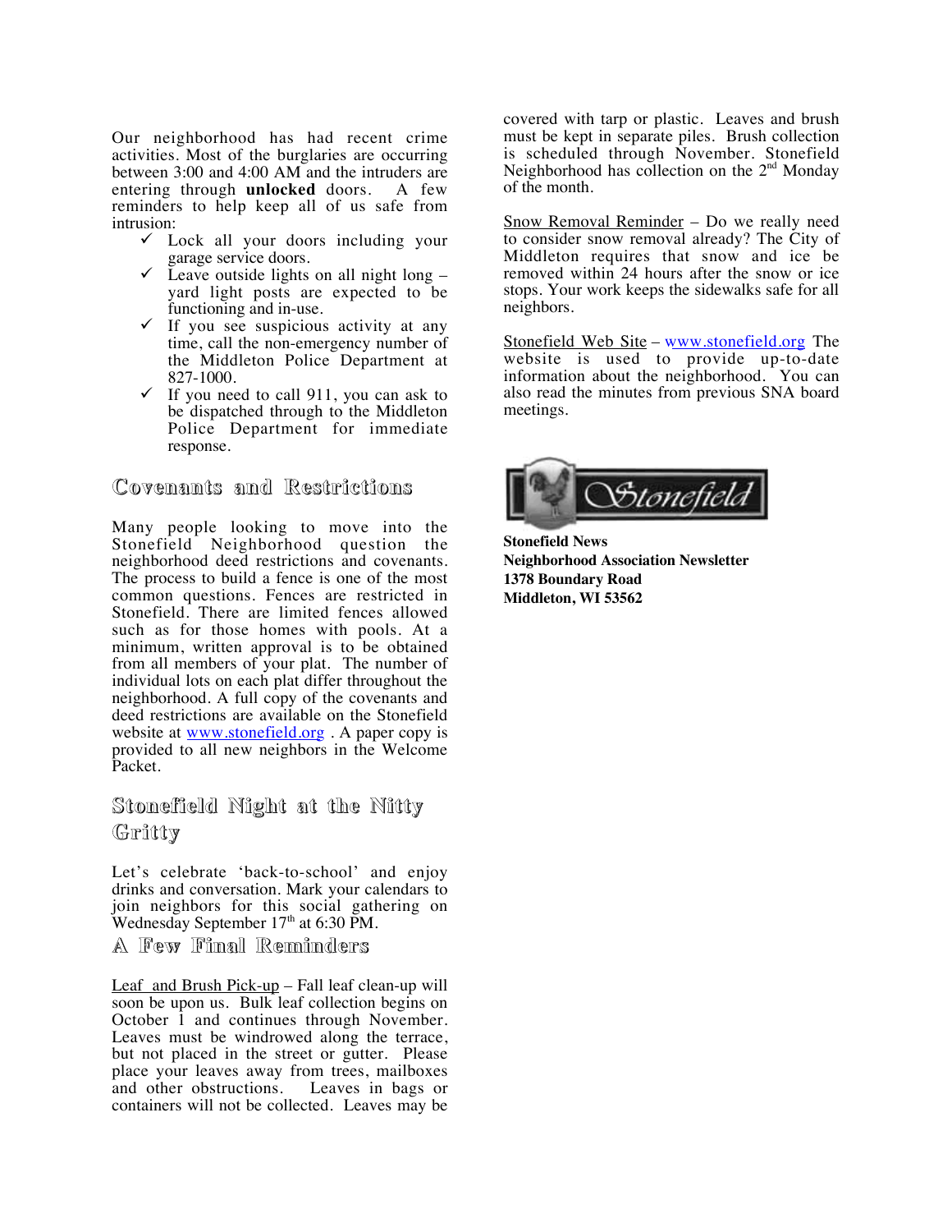Our neighborhood has had recent crime activities. Most of the burglaries are occurring between 3:00 and 4:00 AM and the intruders are entering through **unlocked** doors. A few reminders to help keep all of us safe from intrusion:

- ✓ Lock all your doors including your garage service doors.
- ✓ Leave outside lights on all night long – yard light posts are expected to be functioning and in-use.
- ✓ If you see suspicious activity at any time, call the non-emergency number of the Middleton Police Department at 827-1000.
- ✓ If you need to call 911, you can ask to be dispatched through to the Middleton Police Department for immediate response.

## Covenants and Restrictions

Many people looking to move into the Stonefield Neighborhood question the neighborhood deed restrictions and covenants. The process to build a fence is one of the most common questions. Fences are restricted in Stonefield. There are limited fences allowed such as for those homes with pools. At a minimum, written approval is to be obtained from all members of your plat. The number of individual lots on each plat differ throughout the neighborhood. A full copy of the covenants and deed restrictions are available on the Stonefield website at www.stonefield.org . A paper copy is provided to all new neighbors in the Welcome Packet.

## Stonefield Night at the Nitty Gritty

Let's celebrate 'back-to-school' and enjoy drinks and conversation. Mark your calendars to join neighbors for this social gathering on Wednesday September 17th at 6:30 PM.

## A Few Final Reminders

Leaf and Brush Pick-up – Fall leaf clean-up will soon be upon us. Bulk leaf collection begins on October 1 and continues through November. Leaves must be windrowed along the terrace, but not placed in the street or gutter. Please place your leaves away from trees, mailboxes and other obstructions. Leaves in bags or containers will not be collected. Leaves may be covered with tarp or plastic. Leaves and brush must be kept in separate piles. Brush collection is scheduled through November. Stonefield Neighborhood has collection on the 2nd Monday of the month.

Snow Removal Reminder – Do we really need to consider snow removal already? The City of Middleton requires that snow and ice be removed within 24 hours after the snow or ice stops. Your work keeps the sidewalks safe for all neighbors.

Stonefield Web Site – www.stonefield.org The website is used to provide up-to-date information about the neighborhood. You can also read the minutes from previous SNA board meetings.

Stonefield

**Stonefield News**
**Neighborhood Association Newsletter**
**1378 Boundary Road**
**Middleton, WI 53562**